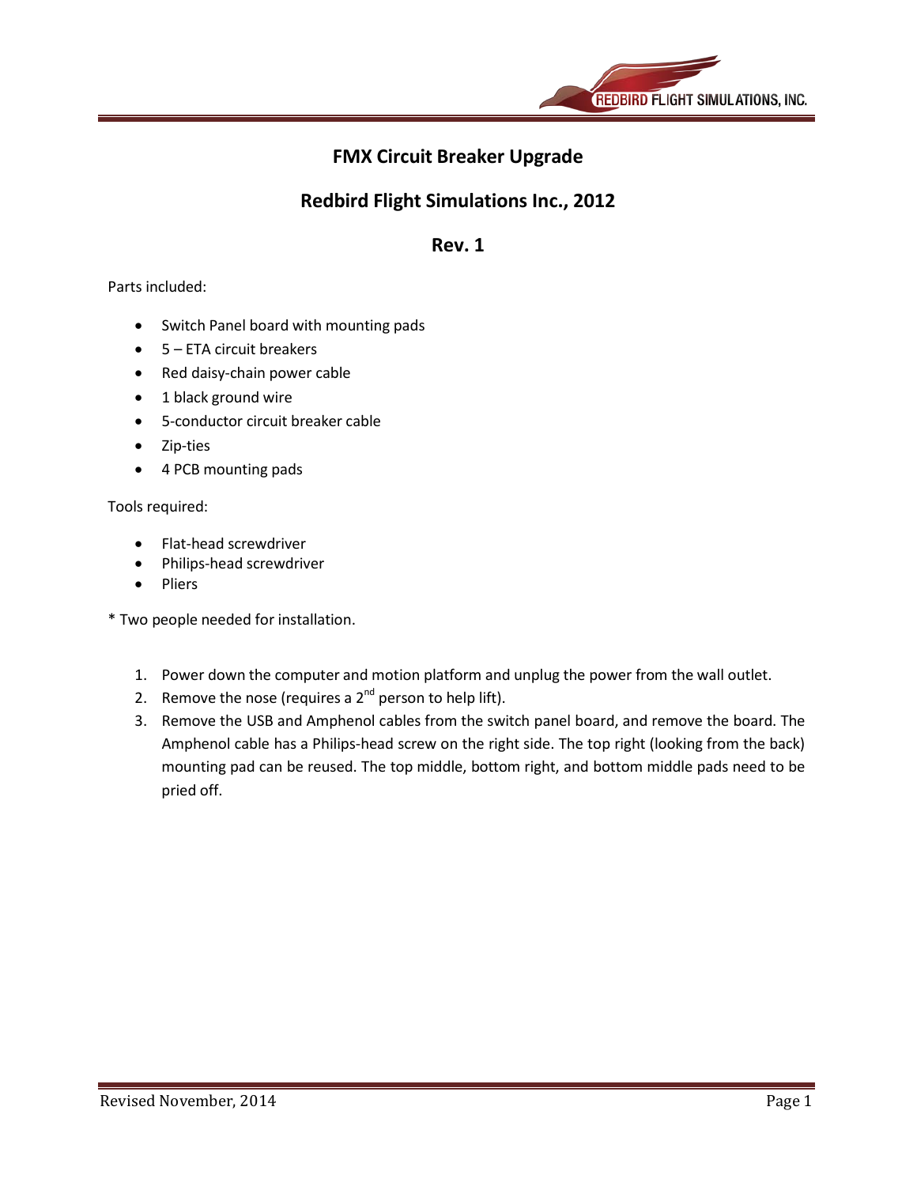# FMX Circuit Breaker Upgrade

## Redbird Flight Simulations Inc., 2012

## Rev. 1

Parts included:

- Switch Panel board with mounting pads
- 5 – ETA circuit breakers
- Red daisy-chain power cable
- 1 black ground wire
- 5-conductor circuit breaker cable
- Zip-ties
- 4 PCB mounting pads

Tools required:

- Flat-head screwdriver
- Philips-head screwdriver
- Pliers

* Two people needed for installation.

1. Power down the computer and motion platform and unplug the power from the wall outlet.
2. Remove the nose (requires a 2nd person to help lift).
3. Remove the USB and Amphenol cables from the switch panel board, and remove the board. The Amphenol cable has a Philips-head screw on the right side. The top right (looking from the back) mounting pad can be reused. The top middle, bottom right, and bottom middle pads need to be pried off.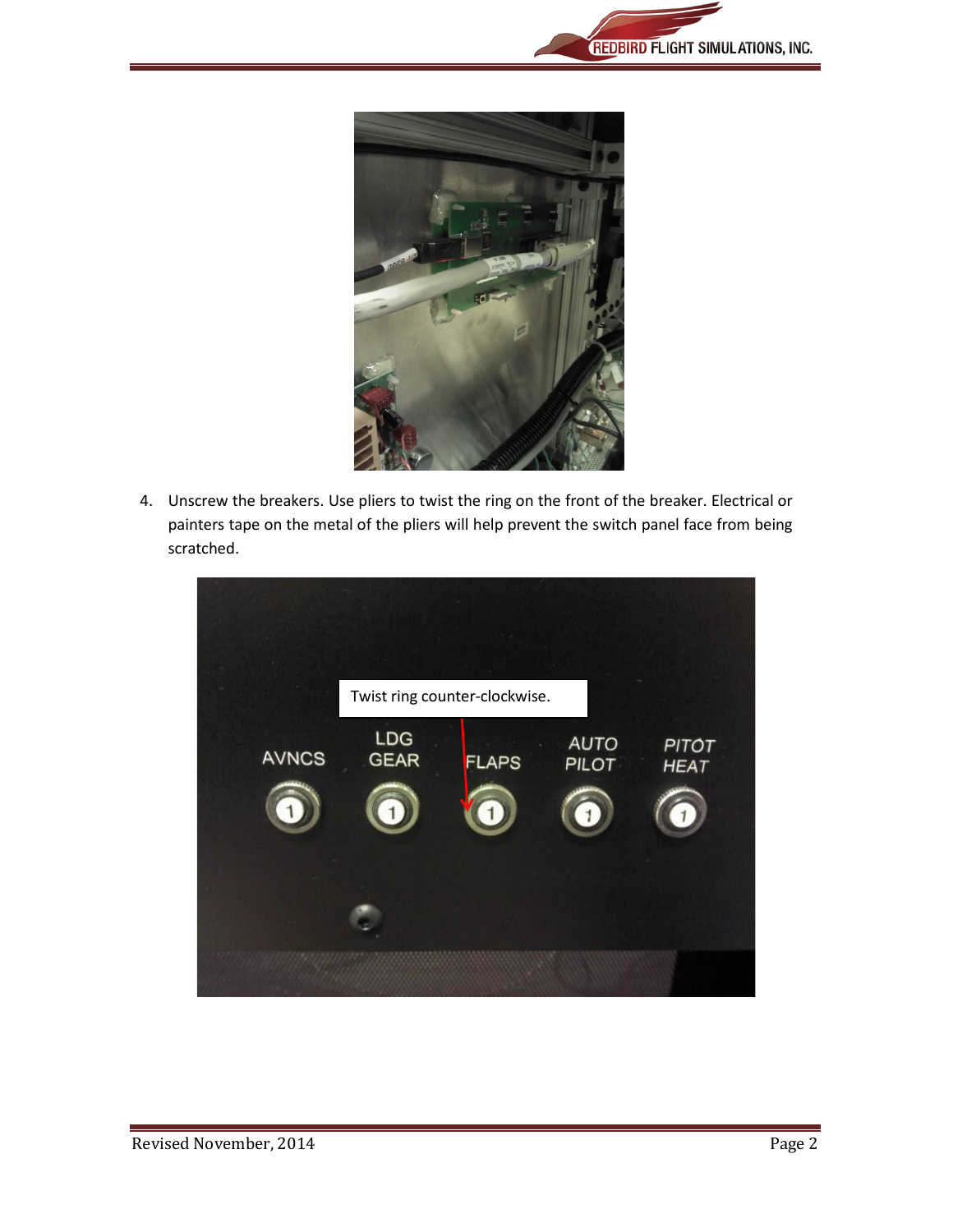4. Unscrew the breakers. Use pliers to twist the ring on the front of the breaker. Electrical or painters tape on the metal of the pliers will help prevent the switch panel face from being scratched.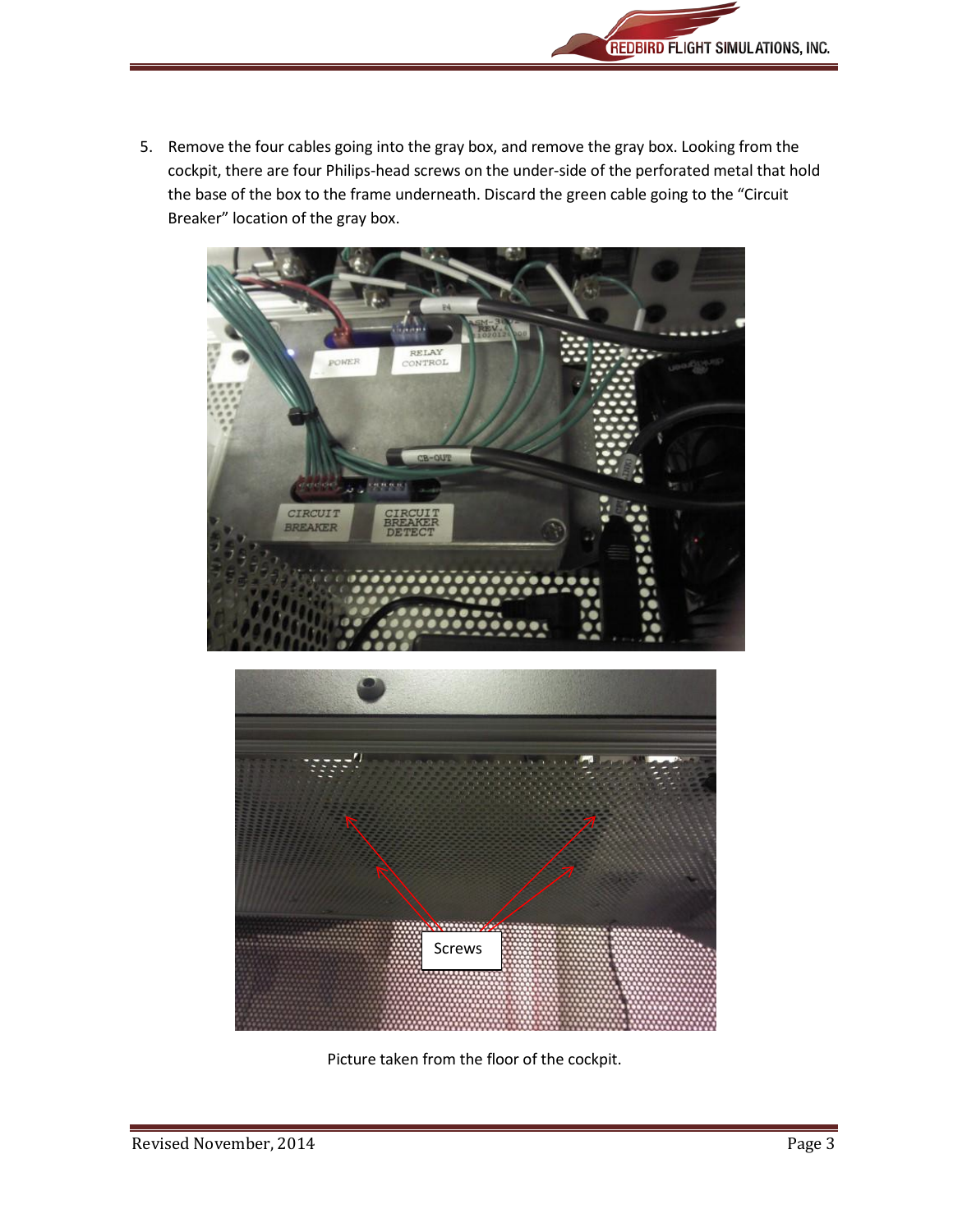5. Remove the four cables going into the gray box, and remove the gray box. Looking from the cockpit, there are four Philips-head screws on the under-side of the perforated metal that hold the base of the box to the frame underneath. Discard the green cable going to the "Circuit Breaker" location of the gray box.

Picture taken from the floor of the cockpit.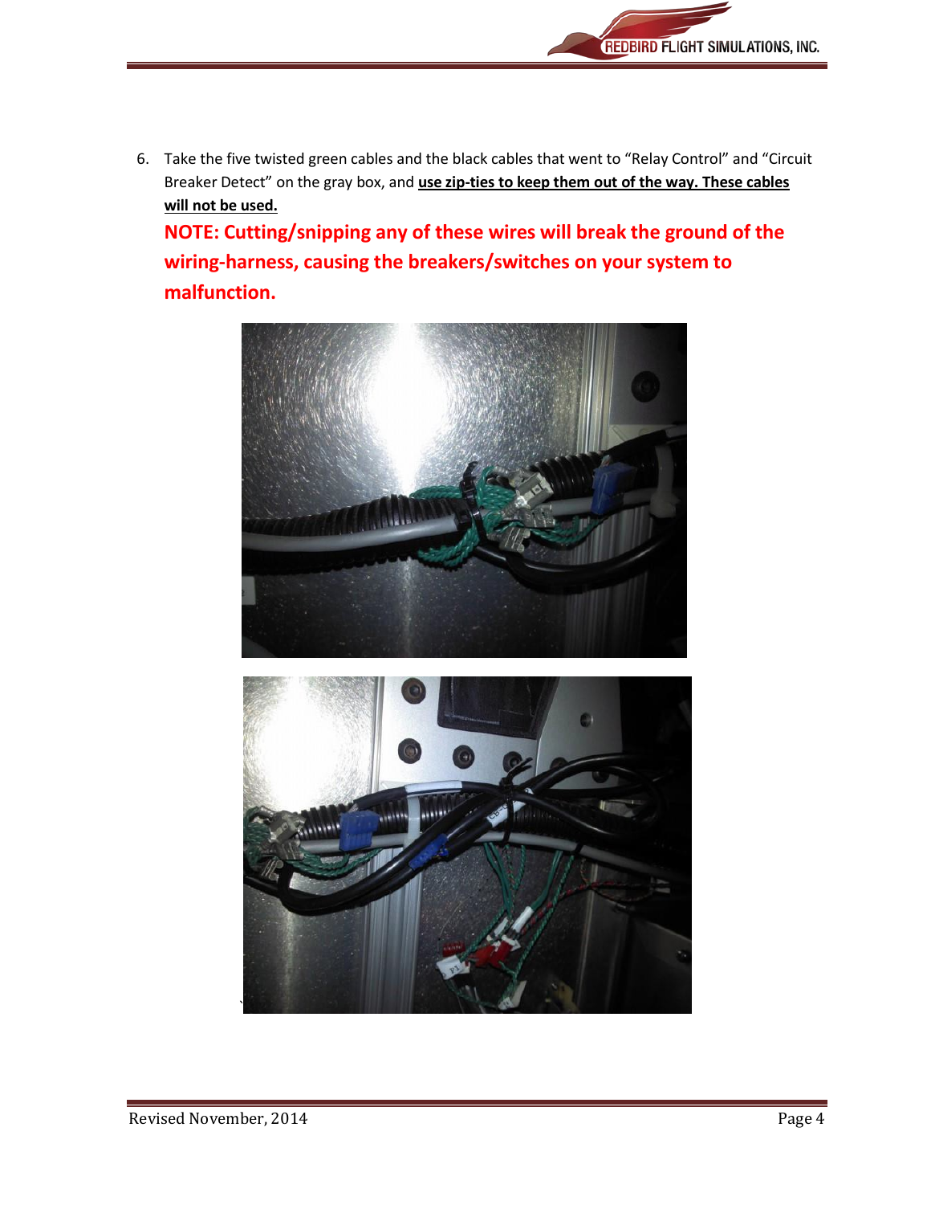6. Take the five twisted green cables and the black cables that went to "Relay Control" and "Circuit Breaker Detect" on the gray box, and **use zip-ties to keep them out of the way. These cables will not be used.**

   **NOTE: Cutting/snipping any of these wires will break the ground of the wiring-harness, causing the breakers/switches on your system to malfunction.**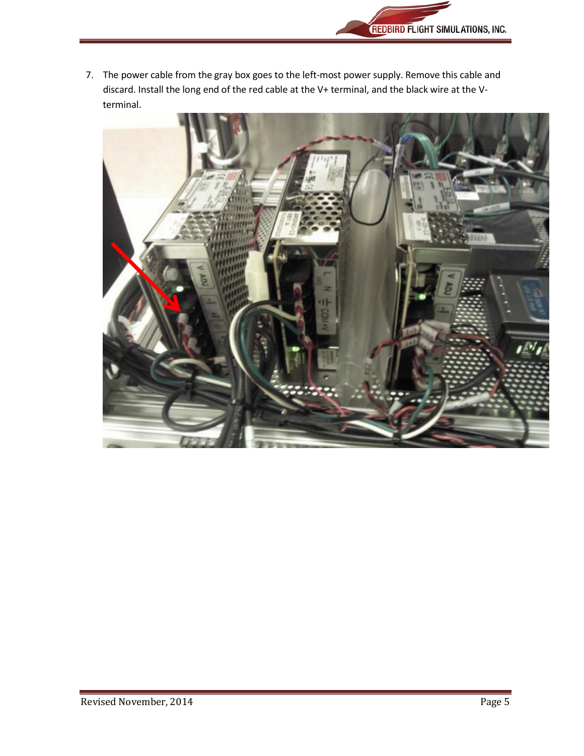7. The power cable from the gray box goes to the left-most power supply. Remove this cable and discard. Install the long end of the red cable at the V+ terminal, and the black wire at the V- terminal.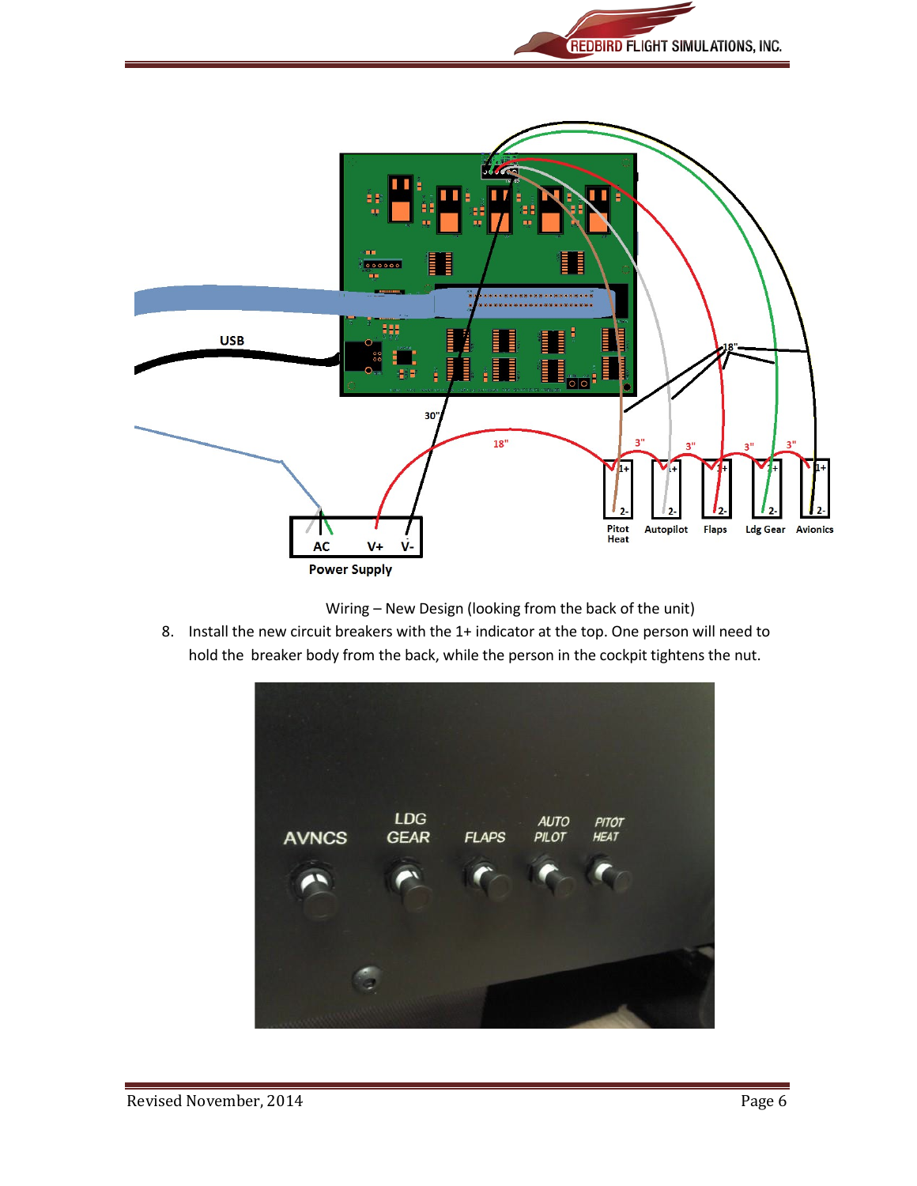Wiring – New Design (looking from the back of the unit)

8. Install the new circuit breakers with the 1+ indicator at the top. One person will need to hold the breaker body from the back, while the person in the cockpit tightens the nut.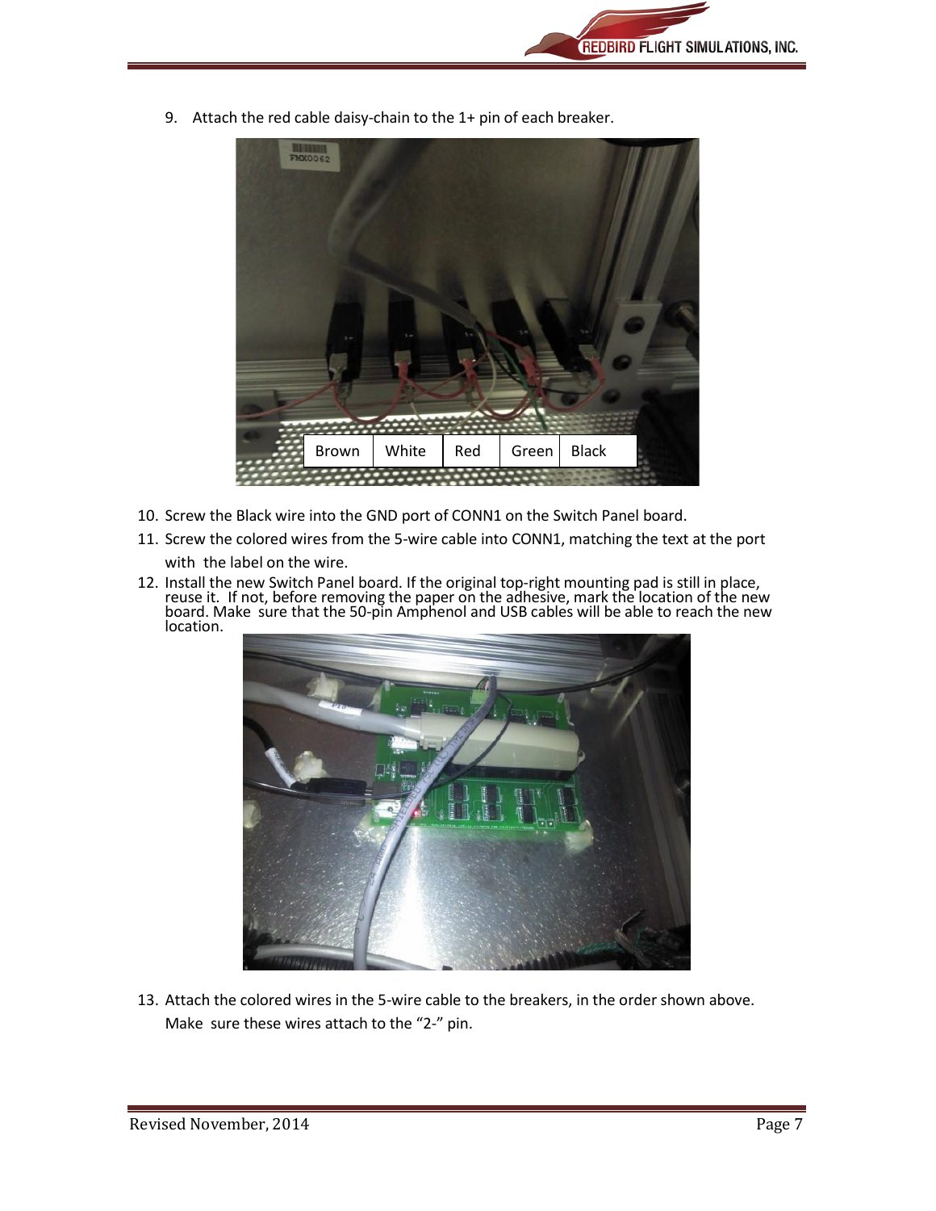9. Attach the red cable daisy-chain to the 1+ pin of each breaker.

| Brown | White | Red | Green | Black |
|---|---|---|---|---|

10. Screw the Black wire into the GND port of CONN1 on the Switch Panel board.
11. Screw the colored wires from the 5-wire cable into CONN1, matching the text at the port with the label on the wire.
12. Install the new Switch Panel board. If the original top-right mounting pad is still in place, reuse it. If not, before removing the paper on the adhesive, mark the location of the new board. Make sure that the 50-pin Amphenol and USB cables will be able to reach the new location.
13. Attach the colored wires in the 5-wire cable to the breakers, in the order shown above. Make sure these wires attach to the "2-" pin.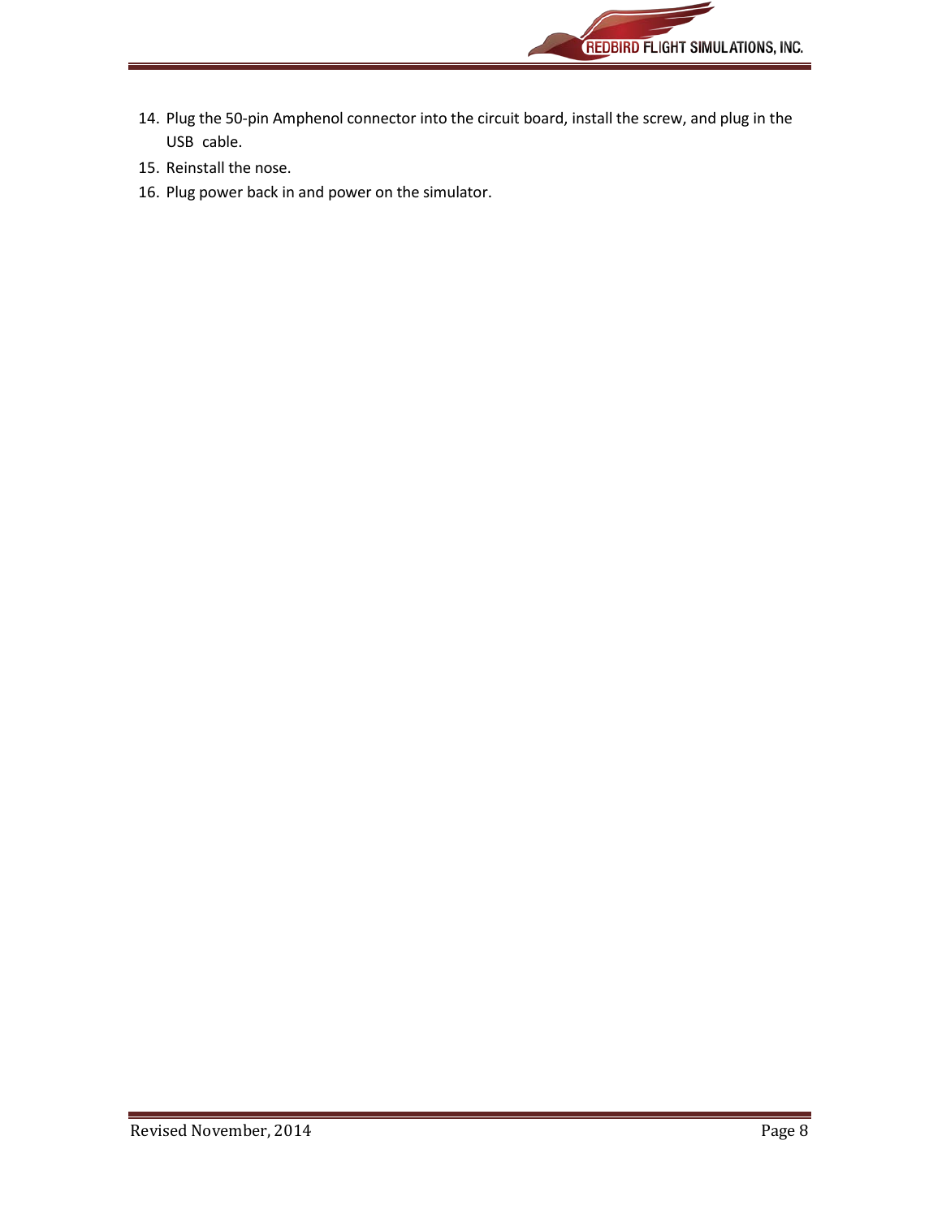14. Plug the 50-pin Amphenol connector into the circuit board, install the screw, and plug in the USB cable.
15. Reinstall the nose.
16. Plug power back in and power on the simulator.